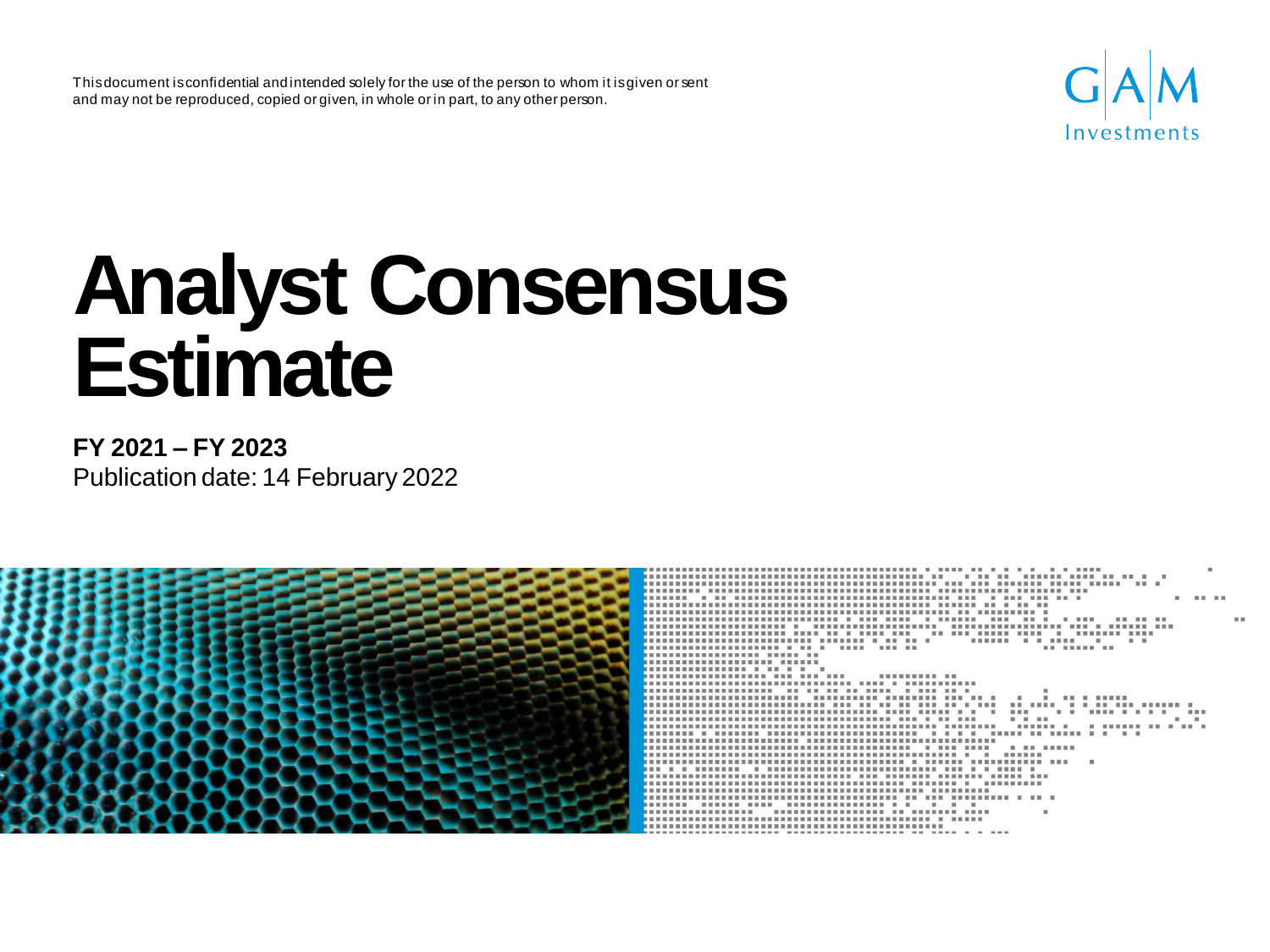This document is confidential and intended solely for the use of the person to whom it is given or sent and may not be reproduced, copied or given, in whole or in part, to any other person.

GAM Investments

# Analyst Consensus Estimate

**FY 2021 – FY 2023**

Publication date: 14 February 2022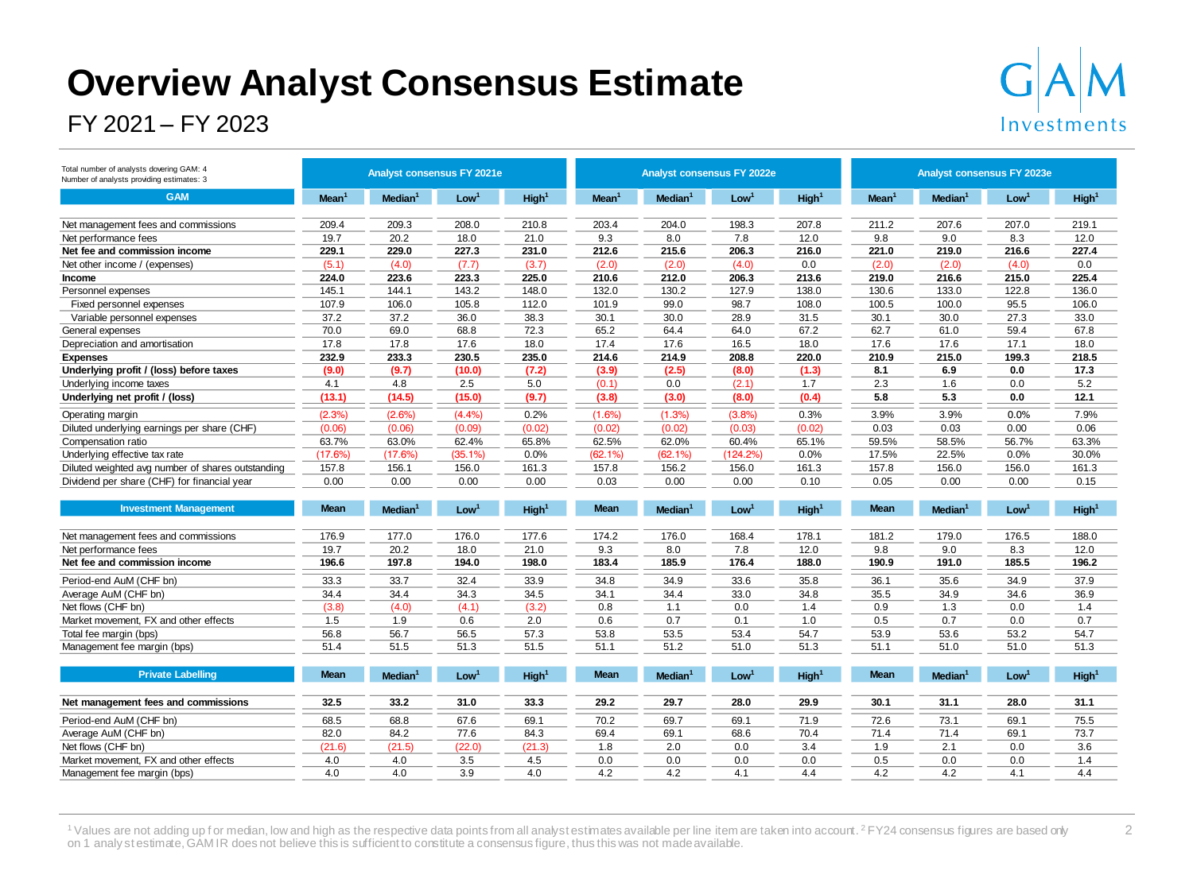# Overview Analyst Consensus Estimate

FY 2021 – FY 2023

Total number of analysts covering GAM: 4
Number of analysts providing estimates: 3

| | Analyst consensus FY 2021e | | | | Analyst consensus FY 2022e | | | | Analyst consensus FY 2023e | | | |
|---|---|---|---|---|---|---|---|---|---|---|---|---|
| **GAM** | Mean[1] | Median[1] | Low[1] | High[1] | Mean[1] | Median[1] | Low[1] | High[1] | Mean[1] | Median[1] | Low[1] | High[1] |
| Net management fees and commissions | 209.4 | 209.3 | 208.0 | 210.8 | 203.4 | 204.0 | 198.3 | 207.8 | 211.2 | 207.6 | 207.0 | 219.1 |
| Net performance fees | 19.7 | 20.2 | 18.0 | 21.0 | 9.3 | 8.0 | 7.8 | 12.0 | 9.8 | 9.0 | 8.3 | 12.0 |
| **Net fee and commission income** | **229.1** | **229.0** | **227.3** | **231.0** | **212.6** | **215.6** | **206.3** | **216.0** | **221.0** | **219.0** | **216.6** | **227.4** |
| Net other income / (expenses) | (5.1) | (4.0) | (7.7) | (3.7) | (2.0) | (2.0) | (4.0) | 0.0 | (2.0) | (2.0) | (4.0) | 0.0 |
| **Income** | **224.0** | **223.6** | **223.3** | **225.0** | **210.6** | **212.0** | **206.3** | **213.6** | **219.0** | **216.6** | **215.0** | **225.4** |
| Personnel expenses | 145.1 | 144.1 | 143.2 | 148.0 | 132.0 | 130.2 | 127.9 | 138.0 | 130.6 | 133.0 | 122.8 | 136.0 |
| Fixed personnel expenses | 107.9 | 106.0 | 105.8 | 112.0 | 101.9 | 99.0 | 98.7 | 108.0 | 100.5 | 100.0 | 95.5 | 106.0 |
| Variable personnel expenses | 37.2 | 37.2 | 36.0 | 38.3 | 30.1 | 30.0 | 28.9 | 31.5 | 30.1 | 30.0 | 27.3 | 33.0 |
| General expenses | 70.0 | 69.0 | 68.8 | 72.3 | 65.2 | 64.4 | 64.0 | 67.2 | 62.7 | 61.0 | 59.4 | 67.8 |
| Depreciation and amortisation | 17.8 | 17.8 | 17.6 | 18.0 | 17.4 | 17.6 | 16.5 | 18.0 | 17.6 | 17.6 | 17.1 | 18.0 |
| **Expenses** | **232.9** | **233.3** | **230.5** | **235.0** | **214.6** | **214.9** | **208.8** | **220.0** | **210.9** | **215.0** | **199.3** | **218.5** |
| **Underlying profit / (loss) before taxes** | **(9.0)** | **(9.7)** | **(10.0)** | **(7.2)** | **(3.9)** | **(2.5)** | **(8.0)** | **(1.3)** | **8.1** | **6.9** | **0.0** | **17.3** |
| Underlying income taxes | 4.1 | 4.8 | 2.5 | 5.0 | (0.1) | 0.0 | (2.1) | 1.7 | 2.3 | 1.6 | 0.0 | 5.2 |
| **Underlying net profit / (loss)** | **(13.1)** | **(14.5)** | **(15.0)** | **(9.7)** | **(3.8)** | **(3.0)** | **(8.0)** | **(0.4)** | **5.8** | **5.3** | **0.0** | **12.1** |
| Operating margin | (2.3%) | (2.6%) | (4.4%) | 0.2% | (1.6%) | (1.3%) | (3.8%) | 0.3% | 3.9% | 3.9% | 0.0% | 7.9% |
| Diluted underlying earnings per share (CHF) | (0.06) | (0.06) | (0.09) | (0.02) | (0.02) | (0.02) | (0.03) | (0.02) | 0.03 | 0.03 | 0.00 | 0.06 |
| Compensation ratio | 63.7% | 63.0% | 62.4% | 65.8% | 62.5% | 62.0% | 60.4% | 65.1% | 59.5% | 58.5% | 56.7% | 63.3% |
| Underlying effective tax rate | (17.6%) | (17.6%) | (35.1%) | 0.0% | (62.1%) | (62.1%) | (124.2%) | 0.0% | 17.5% | 22.5% | 0.0% | 30.0% |
| Diluted weighted avg number of shares outstanding | 157.8 | 156.1 | 156.0 | 161.3 | 157.8 | 156.2 | 156.0 | 161.3 | 157.8 | 156.0 | 156.0 | 161.3 |
| Dividend per share (CHF) for financial year | 0.00 | 0.00 | 0.00 | 0.00 | 0.03 | 0.00 | 0.00 | 0.10 | 0.05 | 0.00 | 0.00 | 0.15 |
| **Investment Management** | Mean | Median[1] | Low[1] | High[1] | Mean | Median[1] | Low[1] | High[1] | Mean | Median[1] | Low[1] | High[1] |
| Net management fees and commissions | 176.9 | 177.0 | 176.0 | 177.6 | 174.2 | 176.0 | 168.4 | 178.1 | 181.2 | 179.0 | 176.5 | 188.0 |
| Net performance fees | 19.7 | 20.2 | 18.0 | 21.0 | 9.3 | 8.0 | 7.8 | 12.0 | 9.8 | 9.0 | 8.3 | 12.0 |
| **Net fee and commission income** | **196.6** | **197.8** | **194.0** | **198.0** | **183.4** | **185.9** | **176.4** | **188.0** | **190.9** | **191.0** | **185.5** | **196.2** |
| Period-end AuM (CHF bn) | 33.3 | 33.7 | 32.4 | 33.9 | 34.8 | 34.9 | 33.6 | 35.8 | 36.1 | 35.6 | 34.9 | 37.9 |
| Average AuM (CHF bn) | 34.4 | 34.4 | 34.3 | 34.5 | 34.1 | 34.4 | 33.0 | 34.8 | 35.5 | 34.9 | 34.6 | 36.9 |
| Net flows (CHF bn) | (3.8) | (4.0) | (4.1) | (3.2) | 0.8 | 1.1 | 0.0 | 1.4 | 0.9 | 1.3 | 0.0 | 1.4 |
| Market movement, FX and other effects | 1.5 | 1.9 | 0.6 | 2.0 | 0.6 | 0.7 | 0.1 | 1.0 | 0.5 | 0.7 | 0.0 | 0.7 |
| Total fee margin (bps) | 56.8 | 56.7 | 56.5 | 57.3 | 53.8 | 53.5 | 53.4 | 54.7 | 53.9 | 53.6 | 53.2 | 54.7 |
| Management fee margin (bps) | 51.4 | 51.5 | 51.3 | 51.5 | 51.1 | 51.2 | 51.0 | 51.3 | 51.1 | 51.0 | 51.0 | 51.3 |
| **Private Labelling** | Mean | Median[1] | Low[1] | High[1] | Mean | Median[1] | Low[1] | High[1] | Mean | Median[1] | Low[1] | High[1] |
| **Net management fees and commissions** | **32.5** | **33.2** | **31.0** | **33.3** | **29.2** | **29.7** | **28.0** | **29.9** | **30.1** | **31.1** | **28.0** | **31.1** |
| Period-end AuM (CHF bn) | 68.5 | 68.8 | 67.6 | 69.1 | 70.2 | 69.7 | 69.1 | 71.9 | 72.6 | 73.1 | 69.1 | 75.5 |
| Average AuM (CHF bn) | 82.0 | 84.2 | 77.6 | 84.3 | 69.4 | 69.1 | 68.6 | 70.4 | 71.4 | 71.4 | 69.1 | 73.7 |
| Net flows (CHF bn) | (21.6) | (21.5) | (22.0) | (21.3) | 1.8 | 2.0 | 0.0 | 3.4 | 1.9 | 2.1 | 0.0 | 3.6 |
| Market movement, FX and other effects | 4.0 | 4.0 | 3.5 | 4.5 | 0.0 | 0.0 | 0.0 | 0.0 | 0.5 | 0.0 | 0.0 | 1.4 |
| Management fee margin (bps) | 4.0 | 4.0 | 3.9 | 4.0 | 4.2 | 4.2 | 4.1 | 4.4 | 4.2 | 4.2 | 4.1 | 4.4 |

[1] Values are not adding up for median, low and high as the respective data points from all analyst estimates available per line item are taken into account. [2] FY24 consensus figures are based only on 1 analyst estimate, GAM IR does not believe this is sufficient to constitute a consensus figure, thus this was not made available.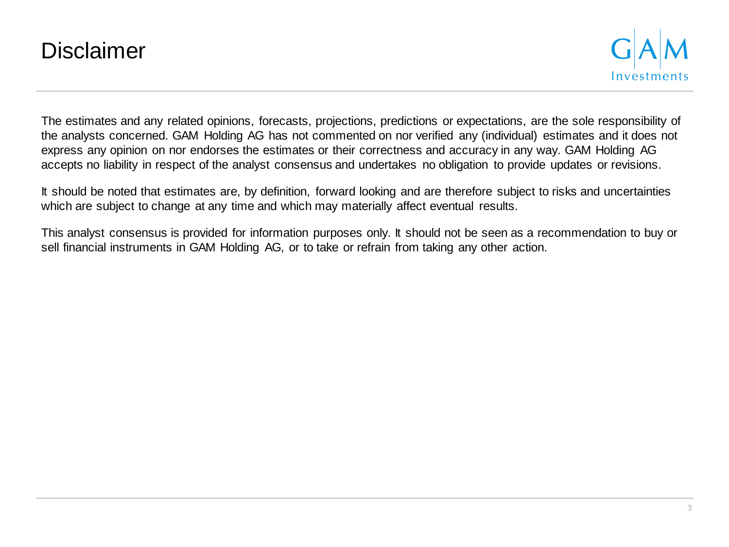# Disclaimer

The estimates and any related opinions, forecasts, projections, predictions or expectations, are the sole responsibility of the analysts concerned. GAM Holding AG has not commented on nor verified any (individual) estimates and it does not express any opinion on nor endorses the estimates or their correctness and accuracy in any way. GAM Holding AG accepts no liability in respect of the analyst consensus and undertakes no obligation to provide updates or revisions.

It should be noted that estimates are, by definition, forward looking and are therefore subject to risks and uncertainties which are subject to change at any time and which may materially affect eventual results.

This analyst consensus is provided for information purposes only. It should not be seen as a recommendation to buy or sell financial instruments in GAM Holding AG, or to take or refrain from taking any other action.